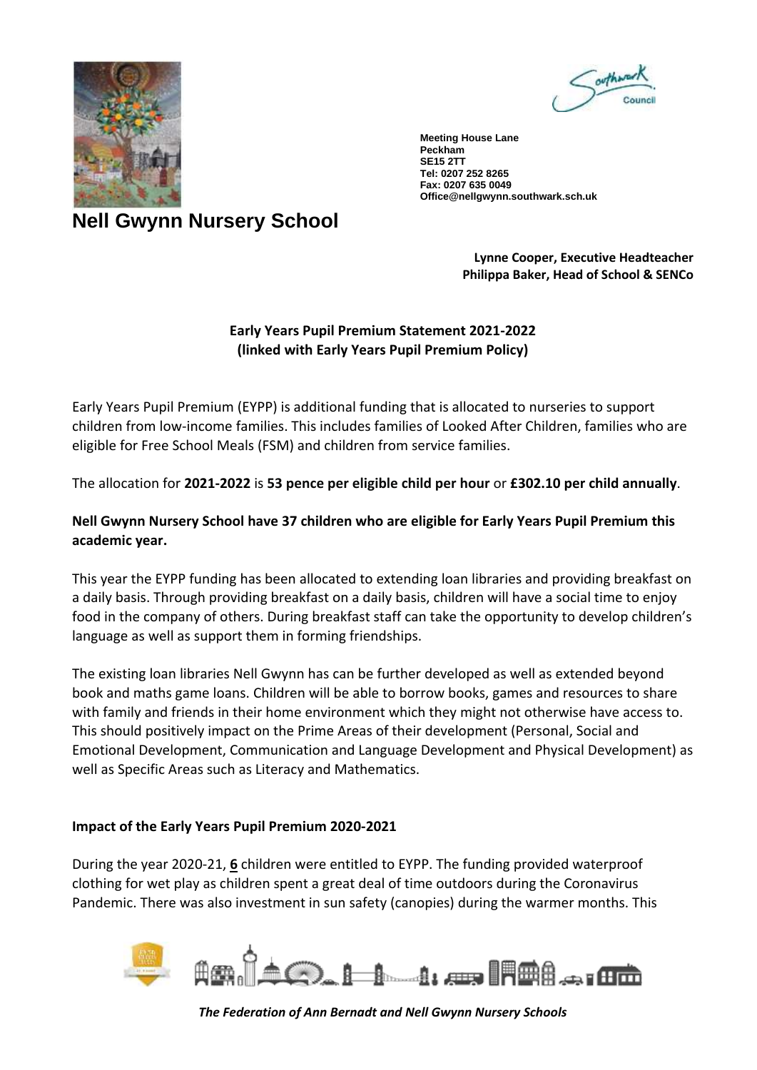Meeting House Lane
Peckham
SE15 2TT
Tel: 0207 252 8265
Fax: 0207 635 0049
Office@nellgwynn.southwark.sch.uk

# Nell Gwynn Nursery School

**Lynne Cooper, Executive Headteacher**
**Philippa Baker, Head of School & SENCo**

## Early Years Pupil Premium Statement 2021-2022
**(linked with Early Years Pupil Premium Policy)**

Early Years Pupil Premium (EYPP) is additional funding that is allocated to nurseries to support children from low-income families. This includes families of Looked After Children, families who are eligible for Free School Meals (FSM) and children from service families.

The allocation for **2021-2022** is **53 pence per eligible child per hour** or **£302.10 per child annually**.

**Nell Gwynn Nursery School have 37 children who are eligible for Early Years Pupil Premium this academic year.**

This year the EYPP funding has been allocated to extending loan libraries and providing breakfast on a daily basis. Through providing breakfast on a daily basis, children will have a social time to enjoy food in the company of others. During breakfast staff can take the opportunity to develop children's language as well as support them in forming friendships.

The existing loan libraries Nell Gwynn has can be further developed as well as extended beyond book and maths game loans. Children will be able to borrow books, games and resources to share with family and friends in their home environment which they might not otherwise have access to. This should positively impact on the Prime Areas of their development (Personal, Social and Emotional Development, Communication and Language Development and Physical Development) as well as Specific Areas such as Literacy and Mathematics.

### Impact of the Early Years Pupil Premium 2020-2021

During the year 2020-21, **6** children were entitled to EYPP. The funding provided waterproof clothing for wet play as children spent a great deal of time outdoors during the Coronavirus Pandemic. There was also investment in sun safety (canopies) during the warmer months. This

*The Federation of Ann Bernadt and Nell Gwynn Nursery Schools*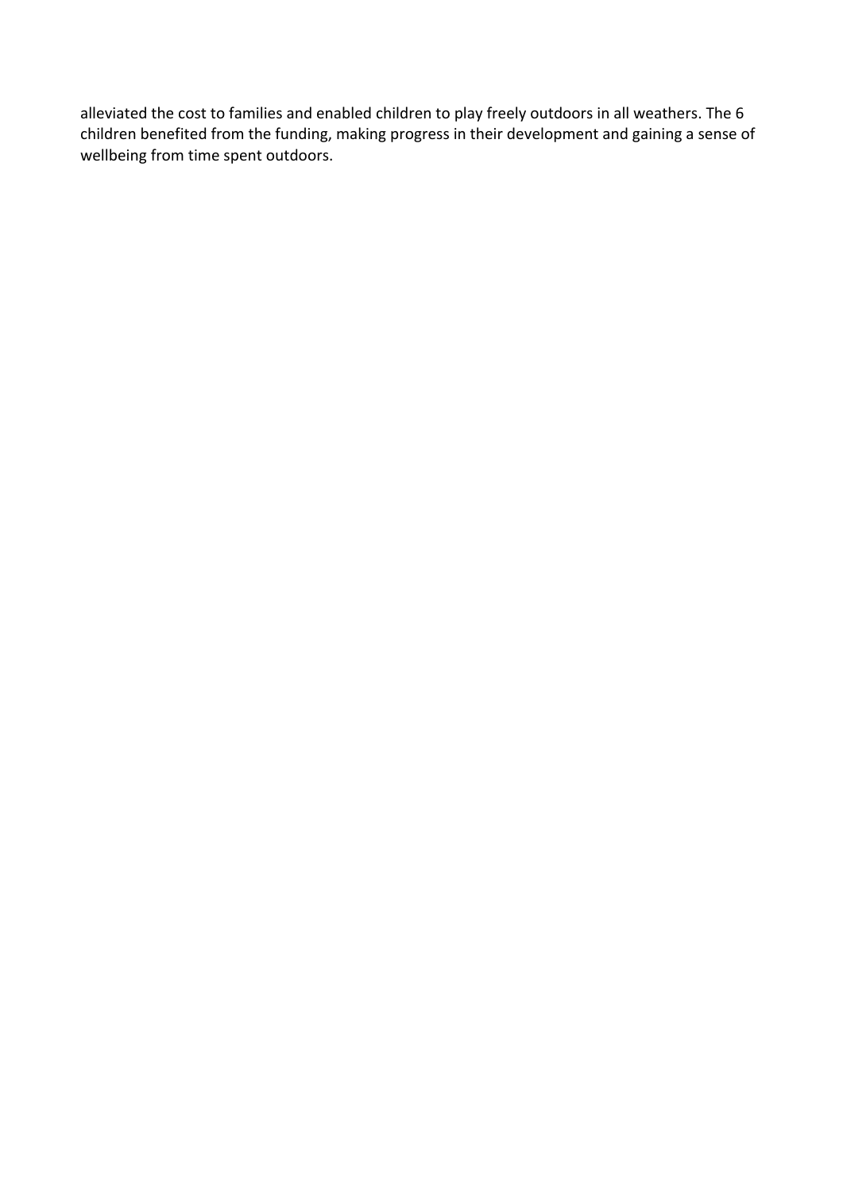alleviated the cost to families and enabled children to play freely outdoors in all weathers. The 6 children benefited from the funding, making progress in their development and gaining a sense of wellbeing from time spent outdoors.